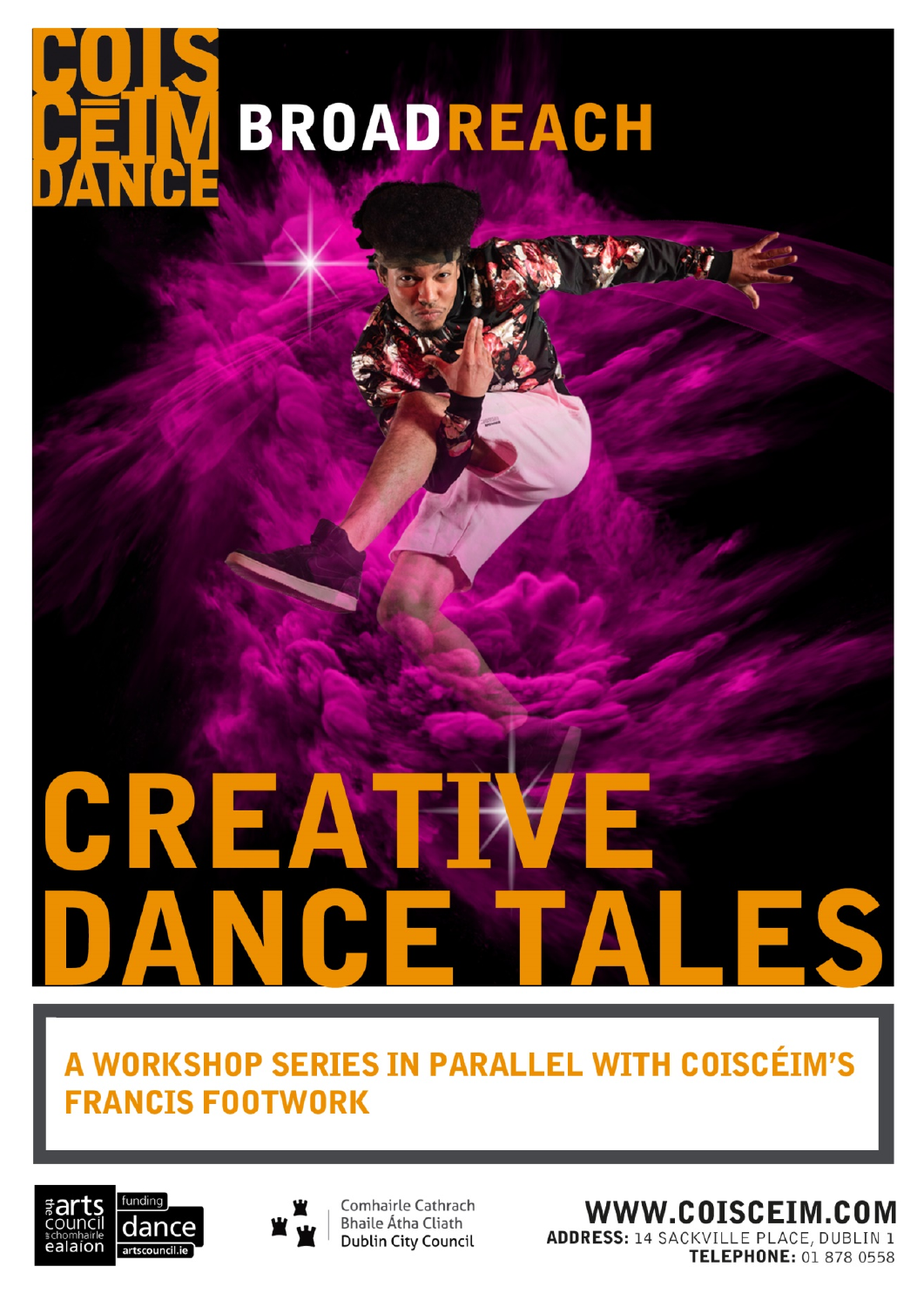COISCÉIM DANCE

# BROADREACH

# CREATIVE DANCE TALES

## A WORKSHOP SERIES IN PARALLEL WITH COISCÉIM'S FRANCIS FOOTWORK

the arts council / an chomhairle ealaíon — funding dance — artscouncil.ie

Comhairle Cathrach Bhaile Átha Cliath
Dublin City Council

**WWW.COISCEIM.COM**
**ADDRESS:** 14 SACKVILLE PLACE, DUBLIN 1
**TELEPHONE:** 01 878 0558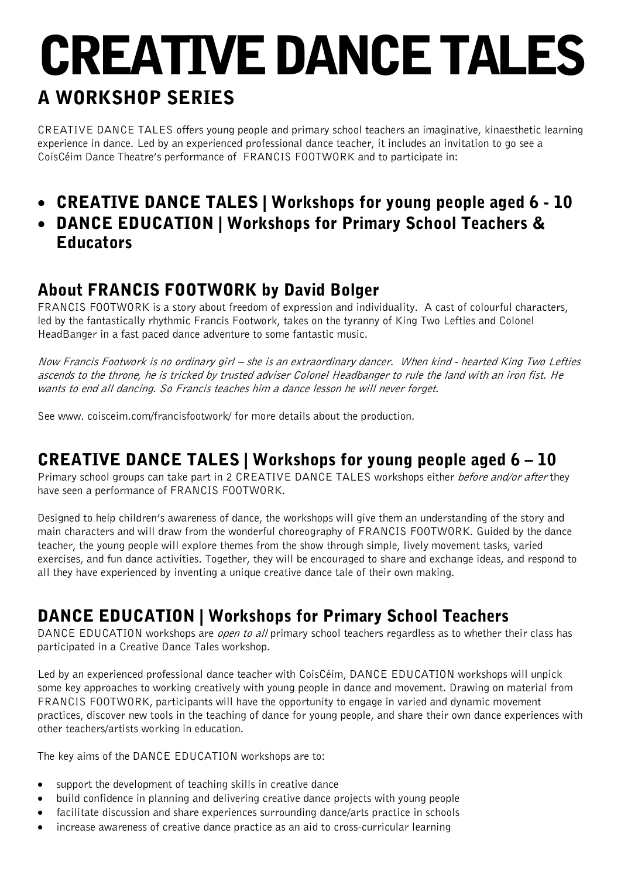# CREATIVE DANCE TALES

## A WORKSHOP SERIES

CREATIVE DANCE TALES offers young people and primary school teachers an imaginative, kinaesthetic learning experience in dance. Led by an experienced professional dance teacher, it includes an invitation to go see a CoisCéim Dance Theatre's performance of FRANCIS FOOTWORK and to participate in:

- **CREATIVE DANCE TALES | Workshops for young people aged 6 - 10**
- **DANCE EDUCATION | Workshops for Primary School Teachers & Educators**

## About FRANCIS FOOTWORK by David Bolger

FRANCIS FOOTWORK is a story about freedom of expression and individuality. A cast of colourful characters, led by the fantastically rhythmic Francis Footwork, takes on the tyranny of King Two Lefties and Colonel HeadBanger in a fast paced dance adventure to some fantastic music.

*Now Francis Footwork is no ordinary girl – she is an extraordinary dancer. When kind - hearted King Two Lefties ascends to the throne, he is tricked by trusted adviser Colonel Headbanger to rule the land with an iron fist. He wants to end all dancing. So Francis teaches him a dance lesson he will never forget.*

See www. coisceim.com/francisfootwork/ for more details about the production.

## CREATIVE DANCE TALES | Workshops for young people aged 6 – 10

Primary school groups can take part in 2 CREATIVE DANCE TALES workshops either *before and/or after* they have seen a performance of FRANCIS FOOTWORK.

Designed to help children's awareness of dance, the workshops will give them an understanding of the story and main characters and will draw from the wonderful choreography of FRANCIS FOOTWORK. Guided by the dance teacher, the young people will explore themes from the show through simple, lively movement tasks, varied exercises, and fun dance activities. Together, they will be encouraged to share and exchange ideas, and respond to all they have experienced by inventing a unique creative dance tale of their own making.

## DANCE EDUCATION | Workshops for Primary School Teachers

DANCE EDUCATION workshops are *open to all* primary school teachers regardless as to whether their class has participated in a Creative Dance Tales workshop.

Led by an experienced professional dance teacher with CoisCéim, DANCE EDUCATION workshops will unpick some key approaches to working creatively with young people in dance and movement. Drawing on material from FRANCIS FOOTWORK, participants will have the opportunity to engage in varied and dynamic movement practices, discover new tools in the teaching of dance for young people, and share their own dance experiences with other teachers/artists working in education.

The key aims of the DANCE EDUCATION workshops are to:

- support the development of teaching skills in creative dance
- build confidence in planning and delivering creative dance projects with young people
- facilitate discussion and share experiences surrounding dance/arts practice in schools
- increase awareness of creative dance practice as an aid to cross-curricular learning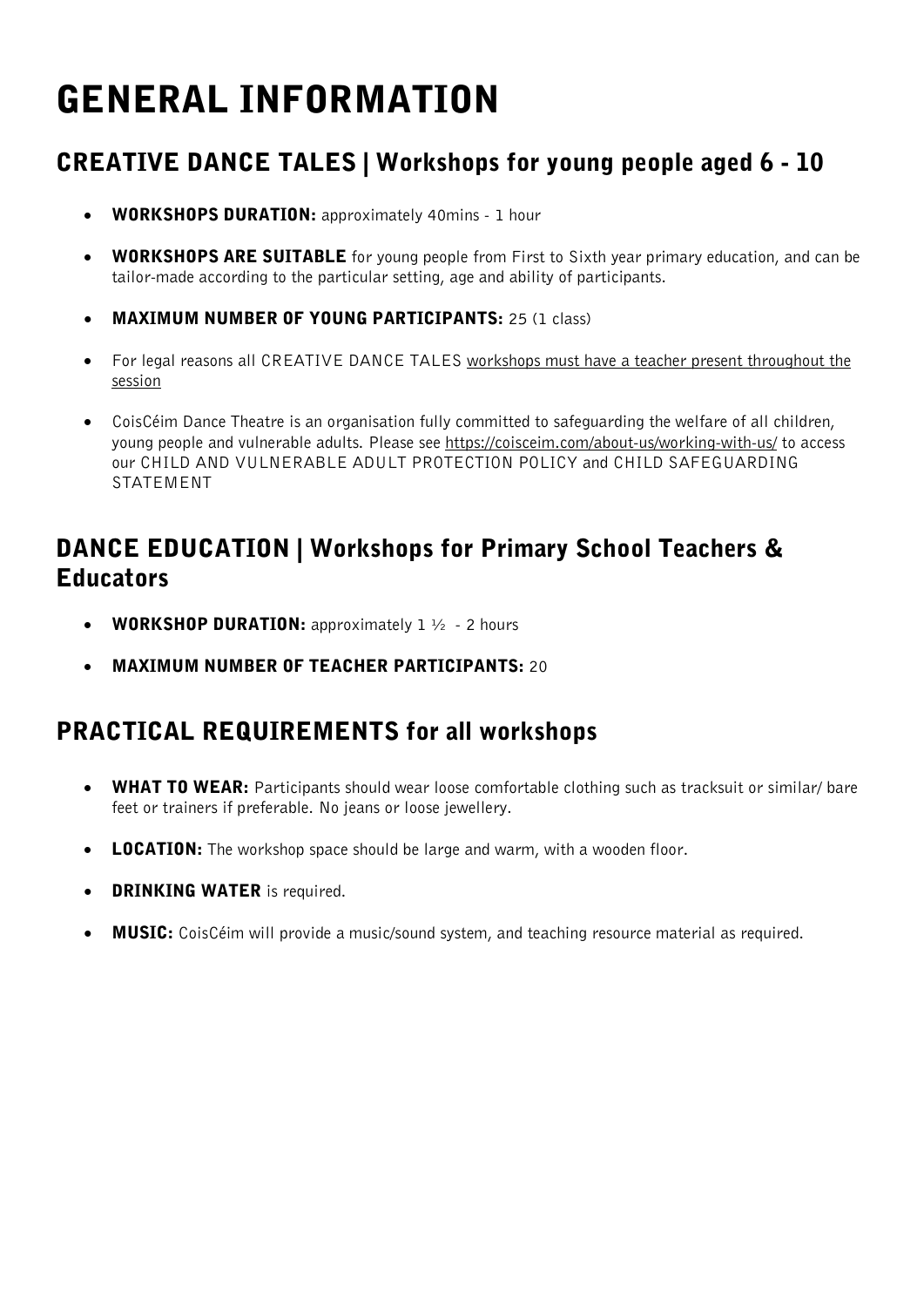# GENERAL INFORMATION

## CREATIVE DANCE TALES | Workshops for young people aged 6 - 10

- **WORKSHOPS DURATION:** approximately 40mins - 1 hour
- **WORKSHOPS ARE SUITABLE** for young people from First to Sixth year primary education, and can be tailor-made according to the particular setting, age and ability of participants.
- **MAXIMUM NUMBER OF YOUNG PARTICIPANTS:** 25 (1 class)
- For legal reasons all CREATIVE DANCE TALES workshops must have a teacher present throughout the session
- CoisCéim Dance Theatre is an organisation fully committed to safeguarding the welfare of all children, young people and vulnerable adults. Please see https://coisceim.com/about-us/working-with-us/ to access our CHILD AND VULNERABLE ADULT PROTECTION POLICY and CHILD SAFEGUARDING STATEMENT

## DANCE EDUCATION | Workshops for Primary School Teachers & Educators

- **WORKSHOP DURATION:** approximately 1 ½ - 2 hours
- **MAXIMUM NUMBER OF TEACHER PARTICIPANTS:** 20

## PRACTICAL REQUIREMENTS for all workshops

- **WHAT TO WEAR:** Participants should wear loose comfortable clothing such as tracksuit or similar/ bare feet or trainers if preferable. No jeans or loose jewellery.
- **LOCATION:** The workshop space should be large and warm, with a wooden floor.
- **DRINKING WATER** is required.
- **MUSIC:** CoisCéim will provide a music/sound system, and teaching resource material as required.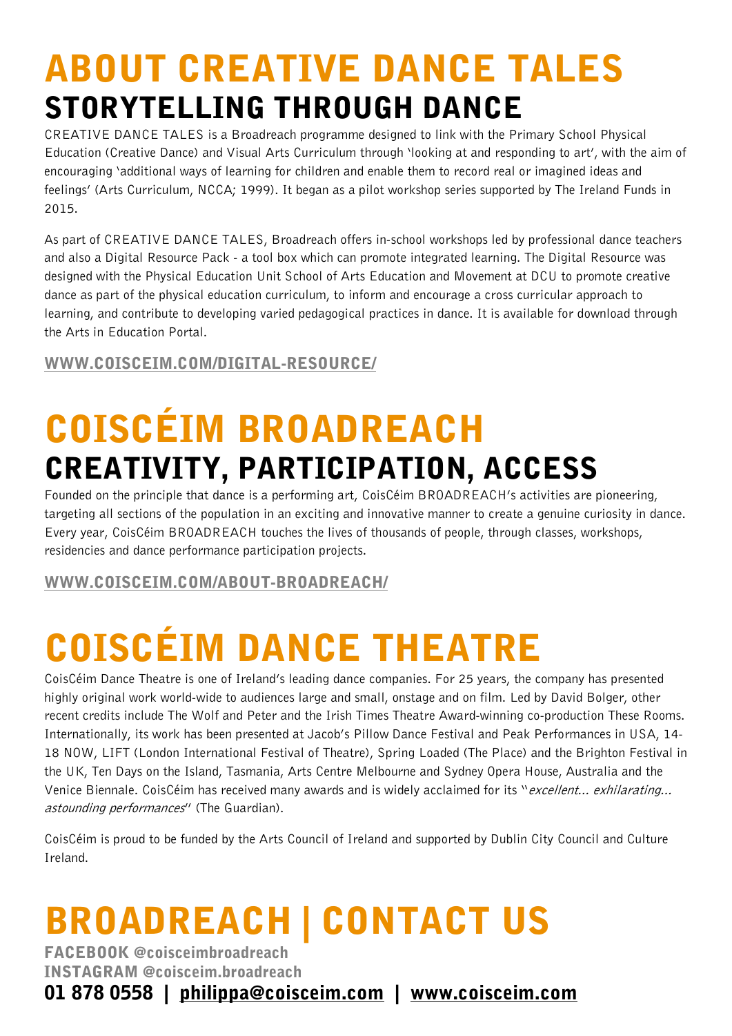# ABOUT CREATIVE DANCE TALES

## STORYTELLING THROUGH DANCE

CREATIVE DANCE TALES is a Broadreach programme designed to link with the Primary School Physical Education (Creative Dance) and Visual Arts Curriculum through 'looking at and responding to art', with the aim of encouraging 'additional ways of learning for children and enable them to record real or imagined ideas and feelings' (Arts Curriculum, NCCA; 1999). It began as a pilot workshop series supported by The Ireland Funds in 2015.

As part of CREATIVE DANCE TALES, Broadreach offers in-school workshops led by professional dance teachers and also a Digital Resource Pack - a tool box which can promote integrated learning. The Digital Resource was designed with the Physical Education Unit School of Arts Education and Movement at DCU to promote creative dance as part of the physical education curriculum, to inform and encourage a cross curricular approach to learning, and contribute to developing varied pedagogical practices in dance. It is available for download through the Arts in Education Portal.

WWW.COISCEIM.COM/DIGITAL-RESOURCE/

# COISCÉIM BROADREACH

## CREATIVITY, PARTICIPATION, ACCESS

Founded on the principle that dance is a performing art, CoisCéim BROADREACH's activities are pioneering, targeting all sections of the population in an exciting and innovative manner to create a genuine curiosity in dance. Every year, CoisCéim BROADREACH touches the lives of thousands of people, through classes, workshops, residencies and dance performance participation projects.

WWW.COISCEIM.COM/ABOUT-BROADREACH/

# COISCÉIM DANCE THEATRE

CoisCéim Dance Theatre is one of Ireland's leading dance companies. For 25 years, the company has presented highly original work world-wide to audiences large and small, onstage and on film. Led by David Bolger, other recent credits include The Wolf and Peter and the Irish Times Theatre Award-winning co-production These Rooms. Internationally, its work has been presented at Jacob's Pillow Dance Festival and Peak Performances in USA, 14-18 NOW, LIFT (London International Festival of Theatre), Spring Loaded (The Place) and the Brighton Festival in the UK, Ten Days on the Island, Tasmania, Arts Centre Melbourne and Sydney Opera House, Australia and the Venice Biennale. CoisCéim has received many awards and is widely acclaimed for its "*excellent... exhilarating... astounding performances*" (The Guardian).

CoisCéim is proud to be funded by the Arts Council of Ireland and supported by Dublin City Council and Culture Ireland.

# BROADREACH | CONTACT US

**FACEBOOK** @coisceimbroadreach
**INSTAGRAM** @coisceim.broadreach
**01 878 0558 | philippa@coisceim.com | www.coisceim.com**